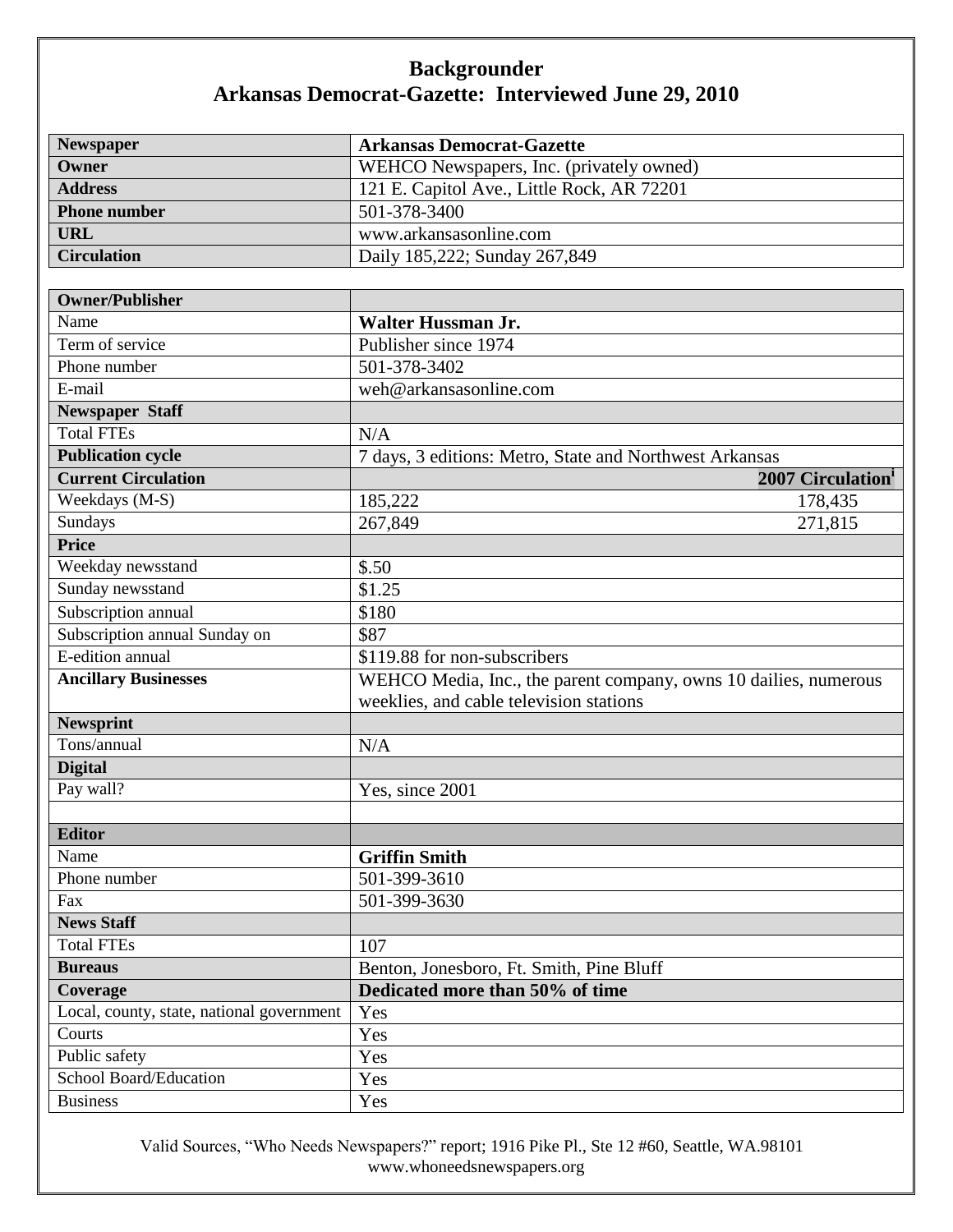# Backgrounder
## Arkansas Democrat-Gazette: Interviewed June 29, 2010

| Newspaper | Arkansas Democrat-Gazette |
|---|---|
| Owner | WEHCO Newspapers, Inc. (privately owned) |
| Address | 121 E. Capitol Ave., Little Rock, AR 72201 |
| Phone number | 501-378-3400 |
| URL | www.arkansasonline.com |
| Circulation | Daily 185,222; Sunday 267,849 |

| Owner/Publisher | | |
|---|---|---|
| Name | **Walter Hussman Jr.** | |
| Term of service | Publisher since 1974 | |
| Phone number | 501-378-3402 | |
| E-mail | weh@arkansasonline.com | |
| **Newspaper Staff** | | |
| Total FTEs | N/A | |
| **Publication cycle** | 7 days, 3 editions: Metro, State and Northwest Arkansas | |
| **Current Circulation** | | **2007 Circulation**[i] |
| Weekdays (M-S) | 185,222 | 178,435 |
| Sundays | 267,849 | 271,815 |
| **Price** | | |
| Weekday newsstand | \$.50 | |
| Sunday newsstand | \$1.25 | |
| Subscription annual | \$180 | |
| Subscription annual Sunday on | \$87 | |
| E-edition annual | \$119.88 for non-subscribers | |
| **Ancillary Businesses** | WEHCO Media, Inc., the parent company, owns 10 dailies, numerous weeklies, and cable television stations | |
| **Newsprint** | | |
| Tons/annual | N/A | |
| **Digital** | | |
| Pay wall? | Yes, since 2001 | |
| | | |
| **Editor** | | |
| Name | **Griffin Smith** | |
| Phone number | 501-399-3610 | |
| Fax | 501-399-3630 | |
| **News Staff** | | |
| Total FTEs | 107 | |
| **Bureaus** | Benton, Jonesboro, Ft. Smith, Pine Bluff | |
| **Coverage** | **Dedicated more than 50% of time** | |
| Local, county, state, national government | Yes | |
| Courts | Yes | |
| Public safety | Yes | |
| School Board/Education | Yes | |
| Business | Yes | |

Valid Sources, "Who Needs Newspapers?" report; 1916 Pike Pl., Ste 12 #60, Seattle, WA.98101
www.whoneedsnewspapers.org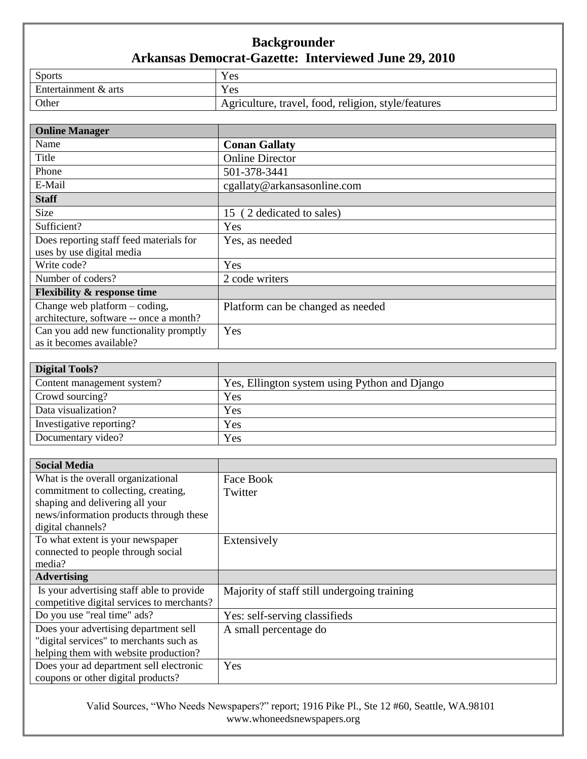## Backgrounder

## Arkansas Democrat-Gazette: Interviewed June 29, 2010

| | |
|---|---|
| Sports | Yes |
| Entertainment & arts | Yes |
| Other | Agriculture, travel, food, religion, style/features |

| **Online Manager** | |
|---|---|
| Name | **Conan Gallaty** |
| Title | Online Director |
| Phone | 501-378-3441 |
| E-Mail | cgallaty@arkansasonline.com |
| **Staff** | |
| Size | 15 ( 2 dedicated to sales) |
| Sufficient? | Yes |
| Does reporting staff feed materials for uses by use digital media | Yes, as needed |
| Write code? | Yes |
| Number of coders? | 2 code writers |
| **Flexibility & response time** | |
| Change web platform – coding, architecture, software -- once a month? | Platform can be changed as needed |
| Can you add new functionality promptly as it becomes available? | Yes |

| **Digital Tools?** | |
|---|---|
| Content management system? | Yes, Ellington system using Python and Django |
| Crowd sourcing? | Yes |
| Data visualization? | Yes |
| Investigative reporting? | Yes |
| Documentary video? | Yes |

| **Social Media** | |
|---|---|
| What is the overall organizational commitment to collecting, creating, shaping and delivering all your news/information products through these digital channels? | Face Book<br>Twitter |
| To what extent is your newspaper connected to people through social media? | Extensively |
| **Advertising** | |
| Is your advertising staff able to provide competitive digital services to merchants? | Majority of staff still undergoing training |
| Do you use "real time" ads? | Yes: self-serving classifieds |
| Does your advertising department sell "digital services" to merchants such as helping them with website production? | A small percentage do |
| Does your ad department sell electronic coupons or other digital products? | Yes |

Valid Sources, "Who Needs Newspapers?" report; 1916 Pike Pl., Ste 12 #60, Seattle, WA.98101
www.whoneedsnewspapers.org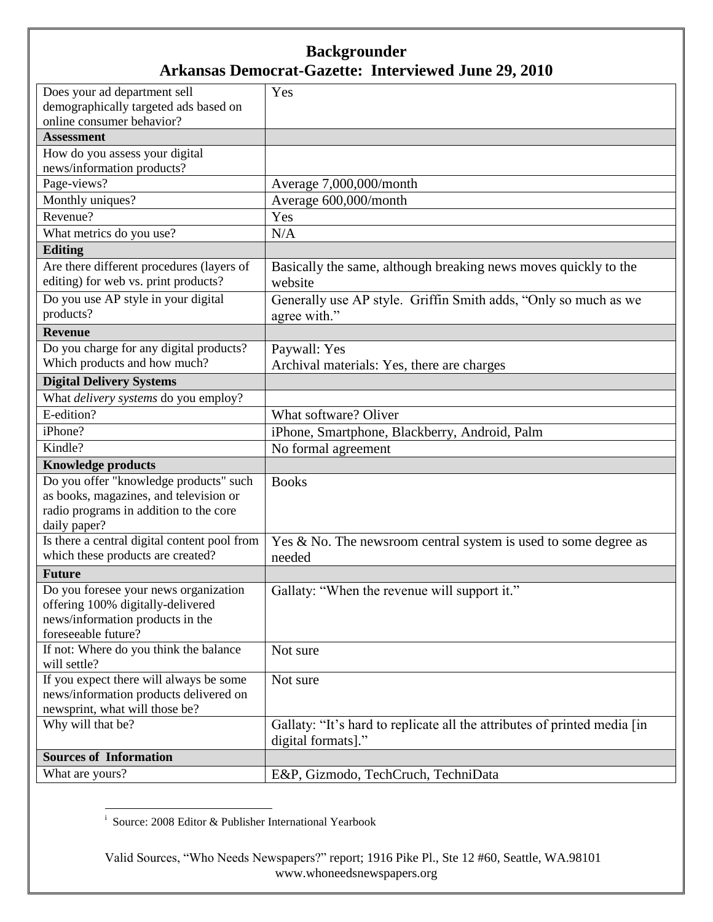# Backgrounder
## Arkansas Democrat-Gazette: Interviewed June 29, 2010

| | |
|---|---|
| Does your ad department sell demographically targeted ads based on online consumer behavior? | Yes |
| **Assessment** | |
| How do you assess your digital news/information products? | |
| Page-views? | Average 7,000,000/month |
| Monthly uniques? | Average 600,000/month |
| Revenue? | Yes |
| What metrics do you use? | N/A |
| **Editing** | |
| Are there different procedures (layers of editing) for web vs. print products? | Basically the same, although breaking news moves quickly to the website |
| Do you use AP style in your digital products? | Generally use AP style. Griffin Smith adds, "Only so much as we agree with." |
| **Revenue** | |
| Do you charge for any digital products? Which products and how much? | Paywall: Yes<br>Archival materials: Yes, there are charges |
| **Digital Delivery Systems** | |
| What *delivery systems* do you employ? | |
| E-edition? | What software? Oliver |
| iPhone? | iPhone, Smartphone, Blackberry, Android, Palm |
| Kindle? | No formal agreement |
| **Knowledge products** | |
| Do you offer "knowledge products" such as books, magazines, and television or radio programs in addition to the core daily paper? | Books |
| Is there a central digital content pool from which these products are created? | Yes & No. The newsroom central system is used to some degree as needed |
| **Future** | |
| Do you foresee your news organization offering 100% digitally-delivered news/information products in the foreseeable future? | Gallaty: "When the revenue will support it." |
| If not: Where do you think the balance will settle? | Not sure |
| If you expect there will always be some news/information products delivered on newsprint, what will those be? | Not sure |
| Why will that be? | Gallaty: "It's hard to replicate all the attributes of printed media [in digital formats]." |
| **Sources of Information** | |
| What are yours? | E&P, Gizmodo, TechCruch, TechniData |

[i] Source: 2008 Editor & Publisher International Yearbook

Valid Sources, "Who Needs Newspapers?" report; 1916 Pike Pl., Ste 12 #60, Seattle, WA.98101
www.whoneedsnewspapers.org